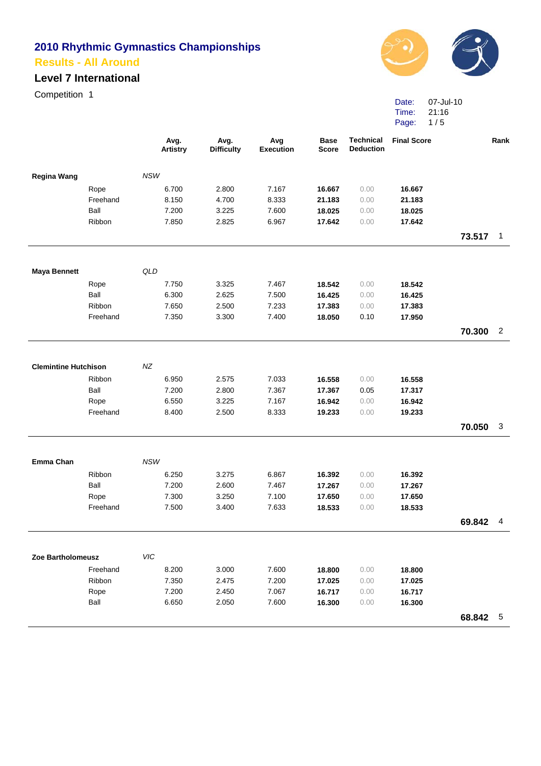# 2010 Rhythmic Gymnastics Championships

## Results - All Around

### Level 7 International

Competition 1

Date: 07-Jul-10
Time: 21:16

| | | Avg. Artistry | Avg. Difficulty | Avg Execution | Base Score | Technical Deduction | Final Score | | Rank |
|---|---|---|---|---|---|---|---|---|---|
| **Regina Wang** | *NSW* | | | | | | | | |
| | Rope | 6.700 | 2.800 | 7.167 | **16.667** | 0.00 | **16.667** | | |
| | Freehand | 8.150 | 4.700 | 8.333 | **21.183** | 0.00 | **21.183** | | |
| | Ball | 7.200 | 3.225 | 7.600 | **18.025** | 0.00 | **18.025** | | |
| | Ribbon | 7.850 | 2.825 | 6.967 | **17.642** | 0.00 | **17.642** | | |
| | | | | | | | | **73.517** | 1 |
| **Maya Bennett** | *QLD* | | | | | | | | |
| | Rope | 7.750 | 3.325 | 7.467 | **18.542** | 0.00 | **18.542** | | |
| | Ball | 6.300 | 2.625 | 7.500 | **16.425** | 0.00 | **16.425** | | |
| | Ribbon | 7.650 | 2.500 | 7.233 | **17.383** | 0.00 | **17.383** | | |
| | Freehand | 7.350 | 3.300 | 7.400 | **18.050** | 0.10 | **17.950** | | |
| | | | | | | | | **70.300** | 2 |
| **Clemintine Hutchison** | *NZ* | | | | | | | | |
| | Ribbon | 6.950 | 2.575 | 7.033 | **16.558** | 0.00 | **16.558** | | |
| | Ball | 7.200 | 2.800 | 7.367 | **17.367** | 0.05 | **17.317** | | |
| | Rope | 6.550 | 3.225 | 7.167 | **16.942** | 0.00 | **16.942** | | |
| | Freehand | 8.400 | 2.500 | 8.333 | **19.233** | 0.00 | **19.233** | | |
| | | | | | | | | **70.050** | 3 |
| **Emma Chan** | *NSW* | | | | | | | | |
| | Ribbon | 6.250 | 3.275 | 6.867 | **16.392** | 0.00 | **16.392** | | |
| | Ball | 7.200 | 2.600 | 7.467 | **17.267** | 0.00 | **17.267** | | |
| | Rope | 7.300 | 3.250 | 7.100 | **17.650** | 0.00 | **17.650** | | |
| | Freehand | 7.500 | 3.400 | 7.633 | **18.533** | 0.00 | **18.533** | | |
| | | | | | | | | **69.842** | 4 |
| **Zoe Bartholomeusz** | *VIC* | | | | | | | | |
| | Freehand | 8.200 | 3.000 | 7.600 | **18.800** | 0.00 | **18.800** | | |
| | Ribbon | 7.350 | 2.475 | 7.200 | **17.025** | 0.00 | **17.025** | | |
| | Rope | 7.200 | 2.450 | 7.067 | **16.717** | 0.00 | **16.717** | | |
| | Ball | 6.650 | 2.050 | 7.600 | **16.300** | 0.00 | **16.300** | | |
| | | | | | | | | **68.842** | 5 |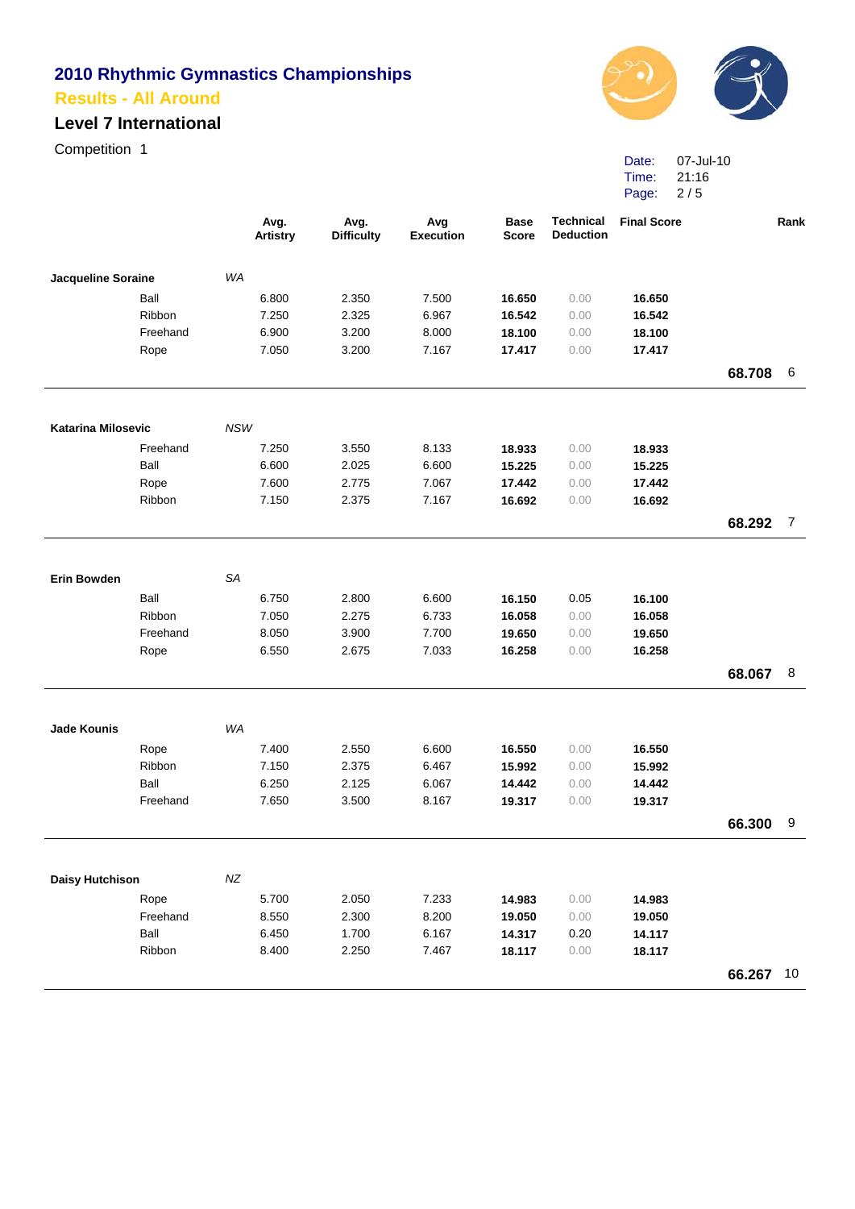# 2010 Rhythmic Gymnastics Championships

## Results - All Around

### Level 7 International

Competition 1

Date: 07-Jul-10
Time: 21:16

| | | Avg. Artistry | Avg. Difficulty | Avg Execution | Base Score | Technical Deduction | Final Score | | Rank |
|---|---|---|---|---|---|---|---|---|---|
| **Jacqueline Soraine** | *WA* | | | | | | | | |
| Ball | | 6.800 | 2.350 | 7.500 | **16.650** | 0.00 | **16.650** | | |
| Ribbon | | 7.250 | 2.325 | 6.967 | **16.542** | 0.00 | **16.542** | | |
| Freehand | | 6.900 | 3.200 | 8.000 | **18.100** | 0.00 | **18.100** | | |
| Rope | | 7.050 | 3.200 | 7.167 | **17.417** | 0.00 | **17.417** | | |
| | | | | | | | | **68.708** | 6 |
| **Katarina Milosevic** | *NSW* | | | | | | | | |
| Freehand | | 7.250 | 3.550 | 8.133 | **18.933** | 0.00 | **18.933** | | |
| Ball | | 6.600 | 2.025 | 6.600 | **15.225** | 0.00 | **15.225** | | |
| Rope | | 7.600 | 2.775 | 7.067 | **17.442** | 0.00 | **17.442** | | |
| Ribbon | | 7.150 | 2.375 | 7.167 | **16.692** | 0.00 | **16.692** | | |
| | | | | | | | | **68.292** | 7 |
| **Erin Bowden** | *SA* | | | | | | | | |
| Ball | | 6.750 | 2.800 | 6.600 | **16.150** | 0.05 | **16.100** | | |
| Ribbon | | 7.050 | 2.275 | 6.733 | **16.058** | 0.00 | **16.058** | | |
| Freehand | | 8.050 | 3.900 | 7.700 | **19.650** | 0.00 | **19.650** | | |
| Rope | | 6.550 | 2.675 | 7.033 | **16.258** | 0.00 | **16.258** | | |
| | | | | | | | | **68.067** | 8 |
| **Jade Kounis** | *WA* | | | | | | | | |
| Rope | | 7.400 | 2.550 | 6.600 | **16.550** | 0.00 | **16.550** | | |
| Ribbon | | 7.150 | 2.375 | 6.467 | **15.992** | 0.00 | **15.992** | | |
| Ball | | 6.250 | 2.125 | 6.067 | **14.442** | 0.00 | **14.442** | | |
| Freehand | | 7.650 | 3.500 | 8.167 | **19.317** | 0.00 | **19.317** | | |
| | | | | | | | | **66.300** | 9 |
| **Daisy Hutchison** | *NZ* | | | | | | | | |
| Rope | | 5.700 | 2.050 | 7.233 | **14.983** | 0.00 | **14.983** | | |
| Freehand | | 8.550 | 2.300 | 8.200 | **19.050** | 0.00 | **19.050** | | |
| Ball | | 6.450 | 1.700 | 6.167 | **14.317** | 0.20 | **14.117** | | |
| Ribbon | | 8.400 | 2.250 | 7.467 | **18.117** | 0.00 | **18.117** | | |
| | | | | | | | | **66.267** | 10 |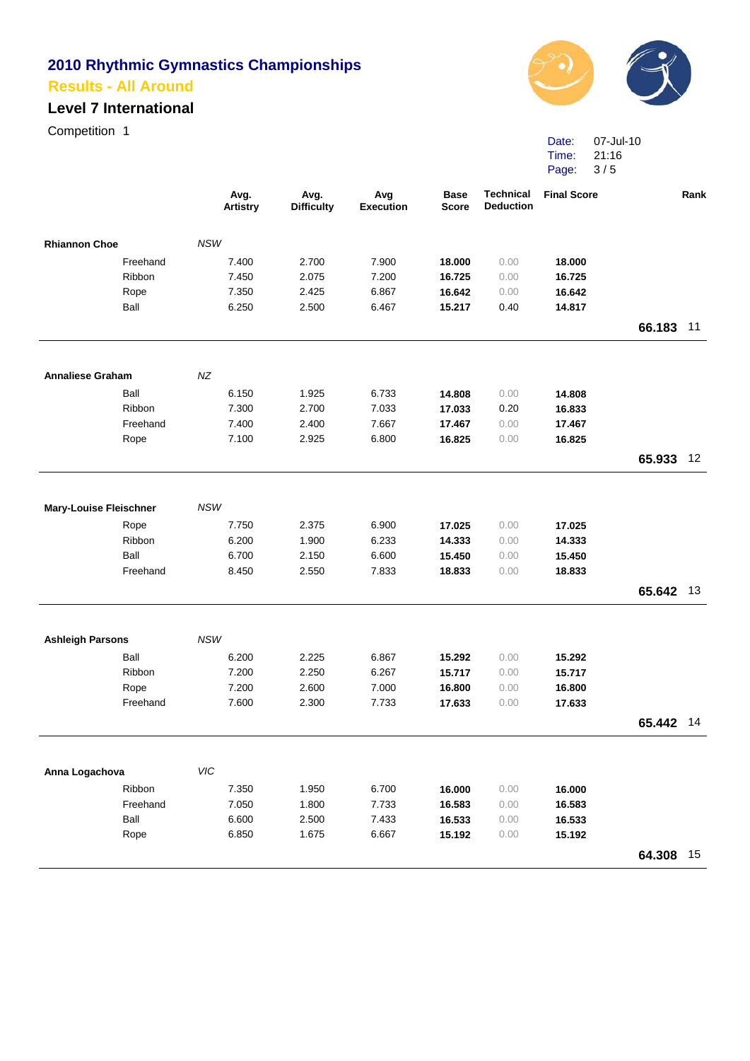# 2010 Rhythmic Gymnastics Championships

## Results - All Around

### Level 7 International

Competition 1

Date: 07-Jul-10
Time: 21:16

| | | Avg. Artistry | Avg. Difficulty | Avg Execution | Base Score | Technical Deduction | Final Score | | Rank |
|---|---|---|---|---|---|---|---|---|---|
| **Rhiannon Choe** | *NSW* | | | | | | | | |
| | Freehand | 7.400 | 2.700 | 7.900 | **18.000** | 0.00 | **18.000** | | |
| | Ribbon | 7.450 | 2.075 | 7.200 | **16.725** | 0.00 | **16.725** | | |
| | Rope | 7.350 | 2.425 | 6.867 | **16.642** | 0.00 | **16.642** | | |
| | Ball | 6.250 | 2.500 | 6.467 | **15.217** | 0.40 | **14.817** | | |
| | | | | | | | | **66.183** | 11 |
| **Annaliese Graham** | *NZ* | | | | | | | | |
| | Ball | 6.150 | 1.925 | 6.733 | **14.808** | 0.00 | **14.808** | | |
| | Ribbon | 7.300 | 2.700 | 7.033 | **17.033** | 0.20 | **16.833** | | |
| | Freehand | 7.400 | 2.400 | 7.667 | **17.467** | 0.00 | **17.467** | | |
| | Rope | 7.100 | 2.925 | 6.800 | **16.825** | 0.00 | **16.825** | | |
| | | | | | | | | **65.933** | 12 |
| **Mary-Louise Fleischner** | *NSW* | | | | | | | | |
| | Rope | 7.750 | 2.375 | 6.900 | **17.025** | 0.00 | **17.025** | | |
| | Ribbon | 6.200 | 1.900 | 6.233 | **14.333** | 0.00 | **14.333** | | |
| | Ball | 6.700 | 2.150 | 6.600 | **15.450** | 0.00 | **15.450** | | |
| | Freehand | 8.450 | 2.550 | 7.833 | **18.833** | 0.00 | **18.833** | | |
| | | | | | | | | **65.642** | 13 |
| **Ashleigh Parsons** | *NSW* | | | | | | | | |
| | Ball | 6.200 | 2.225 | 6.867 | **15.292** | 0.00 | **15.292** | | |
| | Ribbon | 7.200 | 2.250 | 6.267 | **15.717** | 0.00 | **15.717** | | |
| | Rope | 7.200 | 2.600 | 7.000 | **16.800** | 0.00 | **16.800** | | |
| | Freehand | 7.600 | 2.300 | 7.733 | **17.633** | 0.00 | **17.633** | | |
| | | | | | | | | **65.442** | 14 |
| **Anna Logachova** | *VIC* | | | | | | | | |
| | Ribbon | 7.350 | 1.950 | 6.700 | **16.000** | 0.00 | **16.000** | | |
| | Freehand | 7.050 | 1.800 | 7.733 | **16.583** | 0.00 | **16.583** | | |
| | Ball | 6.600 | 2.500 | 7.433 | **16.533** | 0.00 | **16.533** | | |
| | Rope | 6.850 | 1.675 | 6.667 | **15.192** | 0.00 | **15.192** | | |
| | | | | | | | | **64.308** | 15 |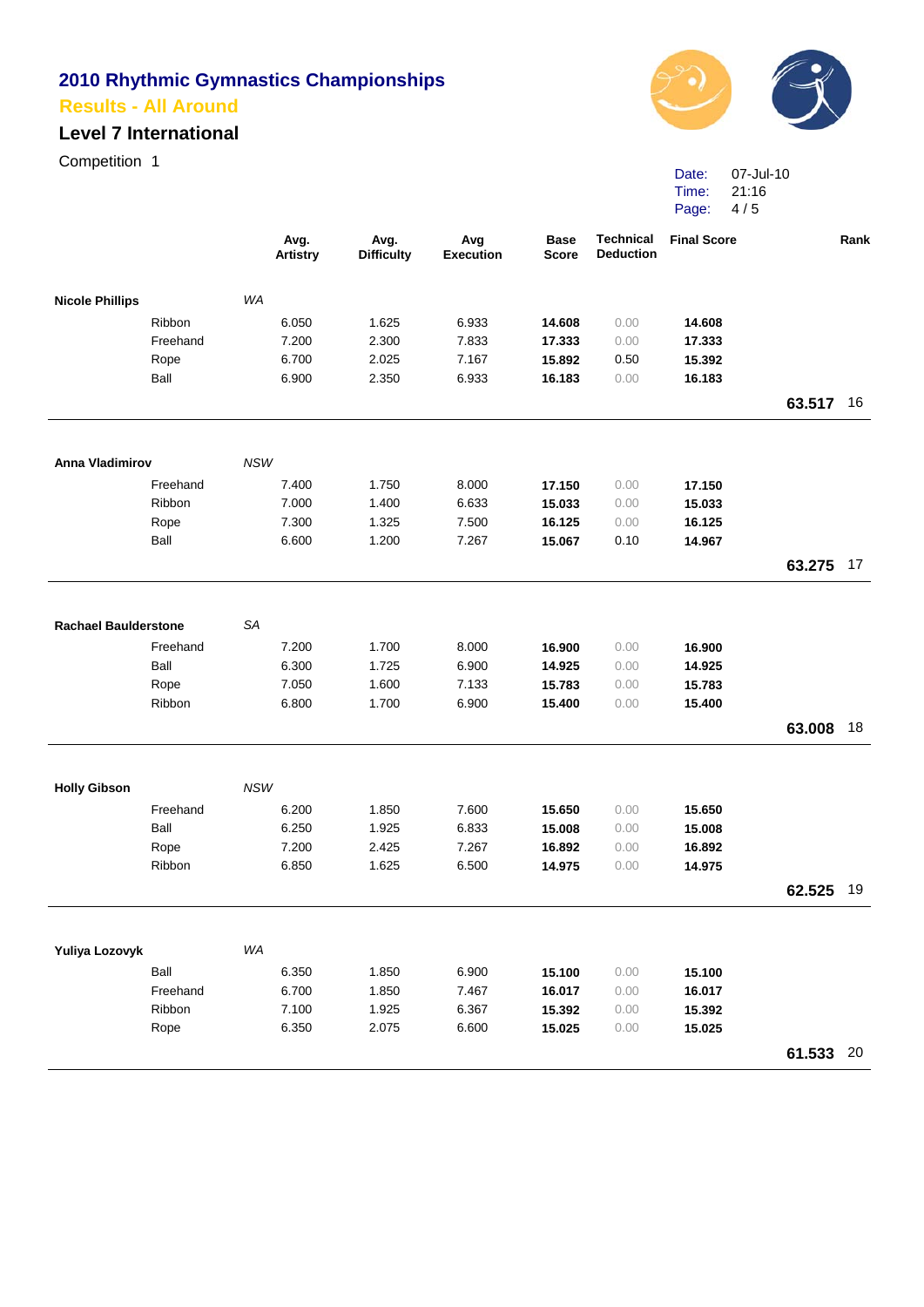# 2010 Rhythmic Gymnastics Championships

## Results - All Around

### Level 7 International

Competition 1

Date: 07-Jul-10
Time: 21:16

| | | Avg. Artistry | Avg. Difficulty | Avg Execution | Base Score | Technical Deduction | Final Score | | Rank |
|---|---|---|---|---|---|---|---|---|---|
| **Nicole Phillips** | *WA* | | | | | | | | |
| Ribbon | | 6.050 | 1.625 | 6.933 | **14.608** | 0.00 | **14.608** | | |
| Freehand | | 7.200 | 2.300 | 7.833 | **17.333** | 0.00 | **17.333** | | |
| Rope | | 6.700 | 2.025 | 7.167 | **15.892** | 0.50 | **15.392** | | |
| Ball | | 6.900 | 2.350 | 6.933 | **16.183** | 0.00 | **16.183** | | |
| | | | | | | | | **63.517** | 16 |
| **Anna Vladimirov** | *NSW* | | | | | | | | |
| Freehand | | 7.400 | 1.750 | 8.000 | **17.150** | 0.00 | **17.150** | | |
| Ribbon | | 7.000 | 1.400 | 6.633 | **15.033** | 0.00 | **15.033** | | |
| Rope | | 7.300 | 1.325 | 7.500 | **16.125** | 0.00 | **16.125** | | |
| Ball | | 6.600 | 1.200 | 7.267 | **15.067** | 0.10 | **14.967** | | |
| | | | | | | | | **63.275** | 17 |
| **Rachael Baulderstone** | *SA* | | | | | | | | |
| Freehand | | 7.200 | 1.700 | 8.000 | **16.900** | 0.00 | **16.900** | | |
| Ball | | 6.300 | 1.725 | 6.900 | **14.925** | 0.00 | **14.925** | | |
| Rope | | 7.050 | 1.600 | 7.133 | **15.783** | 0.00 | **15.783** | | |
| Ribbon | | 6.800 | 1.700 | 6.900 | **15.400** | 0.00 | **15.400** | | |
| | | | | | | | | **63.008** | 18 |
| **Holly Gibson** | *NSW* | | | | | | | | |
| Freehand | | 6.200 | 1.850 | 7.600 | **15.650** | 0.00 | **15.650** | | |
| Ball | | 6.250 | 1.925 | 6.833 | **15.008** | 0.00 | **15.008** | | |
| Rope | | 7.200 | 2.425 | 7.267 | **16.892** | 0.00 | **16.892** | | |
| Ribbon | | 6.850 | 1.625 | 6.500 | **14.975** | 0.00 | **14.975** | | |
| | | | | | | | | **62.525** | 19 |
| **Yuliya Lozovyk** | *WA* | | | | | | | | |
| Ball | | 6.350 | 1.850 | 6.900 | **15.100** | 0.00 | **15.100** | | |
| Freehand | | 6.700 | 1.850 | 7.467 | **16.017** | 0.00 | **16.017** | | |
| Ribbon | | 7.100 | 1.925 | 6.367 | **15.392** | 0.00 | **15.392** | | |
| Rope | | 6.350 | 2.075 | 6.600 | **15.025** | 0.00 | **15.025** | | |
| | | | | | | | | **61.533** | 20 |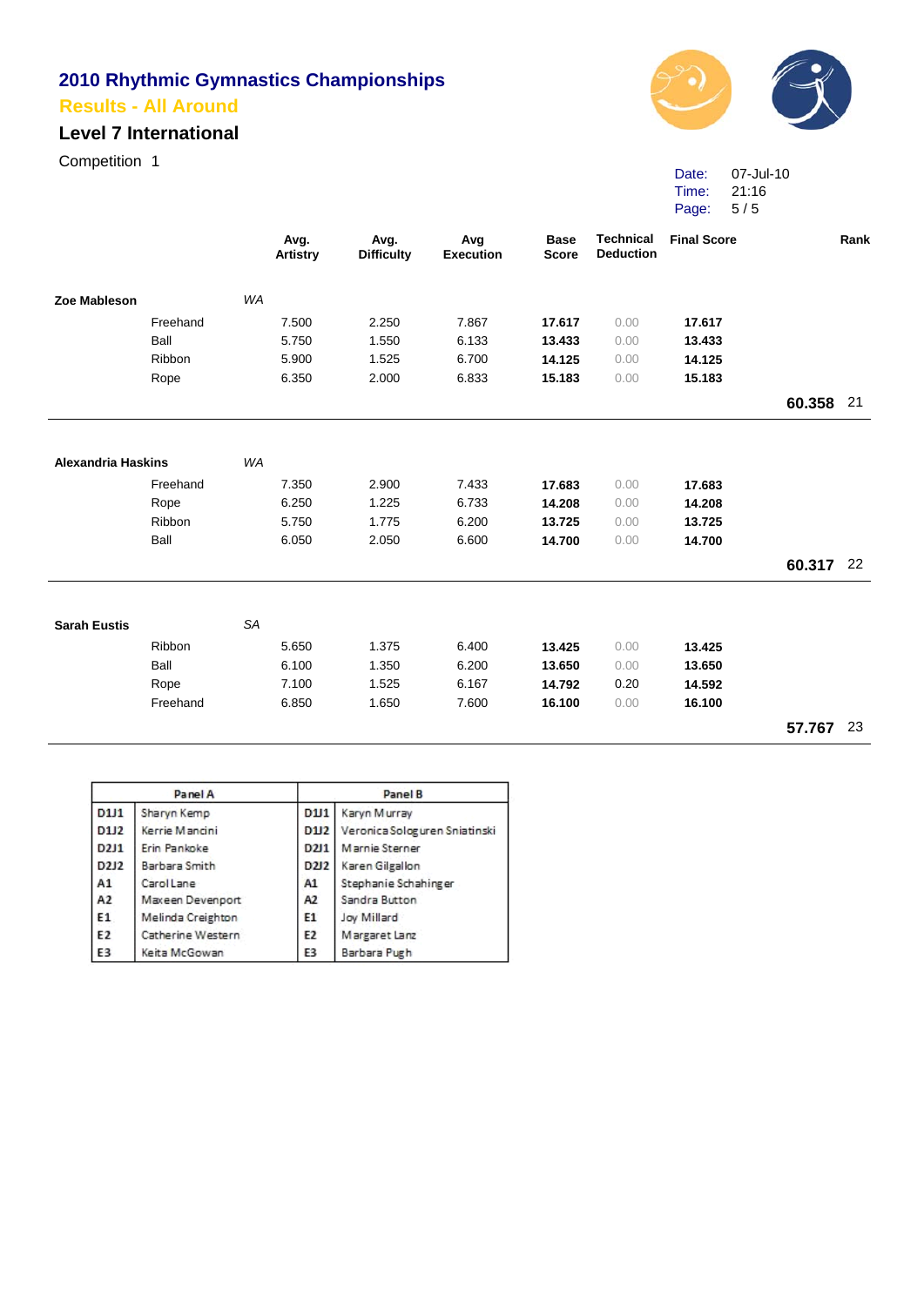# 2010 Rhythmic Gymnastics Championships

## Results - All Around

### Level 7 International

Competition 1

Date: 07-Jul-10
Time: 21:16
Page: 5 / 5

| | | | Avg. Artistry | Avg. Difficulty | Avg Execution | Base Score | Technical Deduction | Final Score | | Rank |
|---|---|---|---|---|---|---|---|---|---|---|
| **Zoe Mableson** | | *WA* | | | | | | | | |
| | Freehand | | 7.500 | 2.250 | 7.867 | **17.617** | 0.00 | **17.617** | | |
| | Ball | | 5.750 | 1.550 | 6.133 | **13.433** | 0.00 | **13.433** | | |
| | Ribbon | | 5.900 | 1.525 | 6.700 | **14.125** | 0.00 | **14.125** | | |
| | Rope | | 6.350 | 2.000 | 6.833 | **15.183** | 0.00 | **15.183** | | |
| | | | | | | | | | **60.358** | 21 |
| **Alexandria Haskins** | | *WA* | | | | | | | | |
| | Freehand | | 7.350 | 2.900 | 7.433 | **17.683** | 0.00 | **17.683** | | |
| | Rope | | 6.250 | 1.225 | 6.733 | **14.208** | 0.00 | **14.208** | | |
| | Ribbon | | 5.750 | 1.775 | 6.200 | **13.725** | 0.00 | **13.725** | | |
| | Ball | | 6.050 | 2.050 | 6.600 | **14.700** | 0.00 | **14.700** | | |
| | | | | | | | | | **60.317** | 22 |
| **Sarah Eustis** | | *SA* | | | | | | | | |
| | Ribbon | | 5.650 | 1.375 | 6.400 | **13.425** | 0.00 | **13.425** | | |
| | Ball | | 6.100 | 1.350 | 6.200 | **13.650** | 0.00 | **13.650** | | |
| | Rope | | 7.100 | 1.525 | 6.167 | **14.792** | 0.20 | **14.592** | | |
| | Freehand | | 6.850 | 1.650 | 7.600 | **16.100** | 0.00 | **16.100** | | |
| | | | | | | | | | **57.767** | 23 |

| Panel A | | Panel B | |
|---|---|---|---|
| **D1J1** | Sharyn Kemp | **D1J1** | Karyn Murray |
| **D1J2** | Kerrie Mancini | **D1J2** | Veronica Sologuren Sniatinski |
| **D2J1** | Erin Pankoke | **D2J1** | Marnie Sterner |
| **D2J2** | Barbara Smith | **D2J2** | Karen Gilgallon |
| **A1** | Carol Lane | **A1** | Stephanie Schahinger |
| **A2** | Maxeen Devenport | **A2** | Sandra Button |
| **E1** | Melinda Creighton | **E1** | Joy Millard |
| **E2** | Catherine Western | **E2** | Margaret Lanz |
| **E3** | Keita McGowan | **E3** | Barbara Pugh |